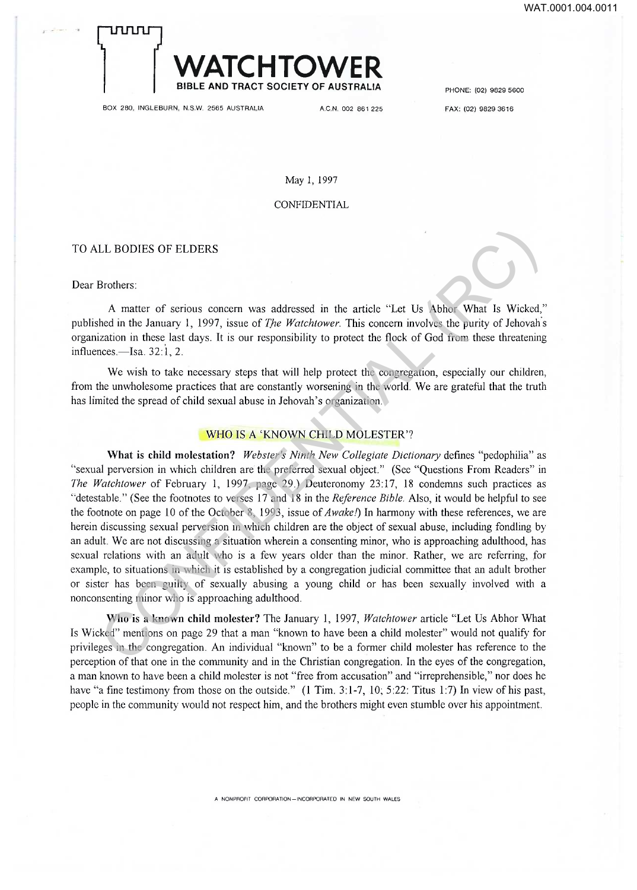# WATCHTOWER

BIBLE AND TRACT SOCIETY OF AUSTRALIA

BOX 280, INGLEBURN, N.S.W. 2565 AUSTRALIA A.C.N. 002 861 225

PHONE: (02) 9829 5600

FAX: (02) 9829 3616

May 1, 1997

CONFIDENTIAL

TO ALL BODIES OF ELDERS

Dear Brothers:

A matter of serious concern was addressed in the article "Let Us Abhor What Is Wicked," published in the January 1, 1997, issue of *The Watchtower.* This concern involves the purity of Jehovah's organization in these last days. It is our responsibility to protect the flock of God from these threatening influences.—Isa. 32:1, 2.

We wish to take necessary steps that will help protect the congregation, especially our children, from the unwholesome practices that are constantly worsening in the world. We are grateful that the truth has limited the spread of child sexual abuse in Jehovah's organization.

## WHO IS A 'KNOWN CHILD MOLESTER'?

**What is child molestation?** *Webster's Ninth New Collegiate Dictionary* defines "pedophilia" as "sexual perversion in which children are the preferred sexual object." (See "Questions From Readers" in *The Watchtower* of February 1, 1997, page 29.) Deuteronomy 23:17, 18 condemns such practices as "detestable." (See the footnotes to verses 17 and 18 in the *Reference Bible.* Also, it would be helpful to see the footnote on page 10 of the October 8, 1993, issue of *Awake!*) In harmony with these references, we are herein discussing sexual perversion in which children are the object of sexual abuse, including fondling by an adult. We are not discussing a situation wherein a consenting minor, who is approaching adulthood, has sexual relations with an adult who is a few years older than the minor. Rather, we are referring, for example, to situations in which it is established by a congregation judicial committee that an adult brother or sister has been guilty of sexually abusing a young child or has been sexually involved with a nonconsenting minor who is approaching adulthood.

**Who is a known child molester?** The January 1, 1997, *Watchtower* article "Let Us Abhor What Is Wicked" mentions on page 29 that a man "known to have been a child molester" would not qualify for privileges in the congregation. An individual "known" to be a former child molester has reference to the perception of that one in the community and in the Christian congregation. In the eyes of the congregation, a man known to have been a child molester is not "free from accusation" and "irreprehensible," nor does he have "a fine testimony from those on the outside." (1 Tim. 3:1-7, 10; 5:22: Titus 1:7) In view of his past, people in the community would not respect him, and the brothers might even stumble over his appointment.

A NONPROFIT CORPORATION—INCORPORATED IN NEW SOUTH WALES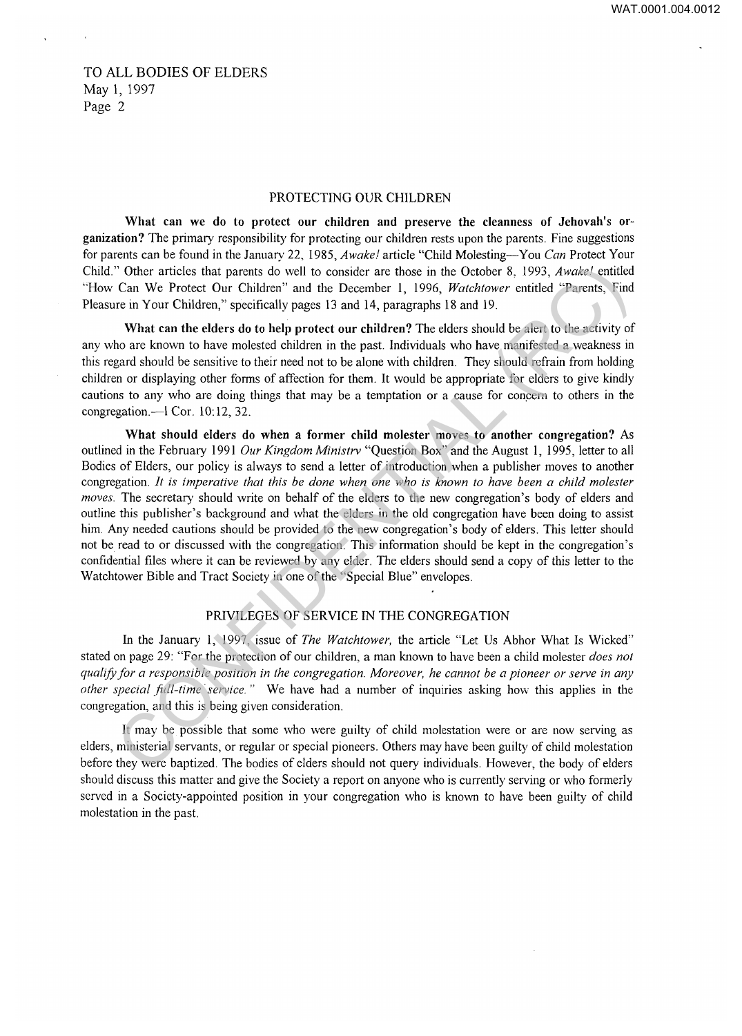TO ALL BODIES OF ELDERS
May 1, 1997
Page 2

## PROTECTING OUR CHILDREN

**What can we do to protect our children and preserve the cleanness of Jehovah's organization?** The primary responsibility for protecting our children rests upon the parents. Fine suggestions for parents can be found in the January 22, 1985, *Awake!* article "Child Molesting—You *Can* Protect Your Child." Other articles that parents do well to consider are those in the October 8, 1993, *Awake!* entitled "How Can We Protect Our Children" and the December 1, 1996, *Watchtower* entitled "Parents, Find Pleasure in Your Children," specifically pages 13 and 14, paragraphs 18 and 19.

**What can the elders do to help protect our children?** The elders should be alert to the activity of any who are known to have molested children in the past. Individuals who have manifested a weakness in this regard should be sensitive to their need not to be alone with children. They should refrain from holding children or displaying other forms of affection for them. It would be appropriate for elders to give kindly cautions to any who are doing things that may be a temptation or a cause for concern to others in the congregation.—1 Cor. 10:12, 32.

**What should elders do when a former child molester moves to another congregation?** As outlined in the February 1991 *Our Kingdom Ministry* "Question Box" and the August 1, 1995, letter to all Bodies of Elders, our policy is always to send a letter of introduction when a publisher moves to another congregation. *It is imperative that this be done when one who is known to have been a child molester moves.* The secretary should write on behalf of the elders to the new congregation's body of elders and outline this publisher's background and what the elders in the old congregation have been doing to assist him. Any needed cautions should be provided to the new congregation's body of elders. This letter should not be read to or discussed with the congregation. This information should be kept in the congregation's confidential files where it can be reviewed by any elder. The elders should send a copy of this letter to the Watchtower Bible and Tract Society in one of the "Special Blue" envelopes.

## PRIVILEGES OF SERVICE IN THE CONGREGATION

In the January 1, 1997, issue of *The Watchtower,* the article "Let Us Abhor What Is Wicked" stated on page 29: "For the protection of our children, a man known to have been a child molester *does not qualify for a responsible position in the congregation. Moreover, he cannot be a pioneer or serve in any other special full-time service."* We have had a number of inquiries asking how this applies in the congregation, and this is being given consideration.

It may be possible that some who were guilty of child molestation were or are now serving as elders, ministerial servants, or regular or special pioneers. Others may have been guilty of child molestation before they were baptized. The bodies of elders should not query individuals. However, the body of elders should discuss this matter and give the Society a report on anyone who is currently serving or who formerly served in a Society-appointed position in your congregation who is known to have been guilty of child molestation in the past.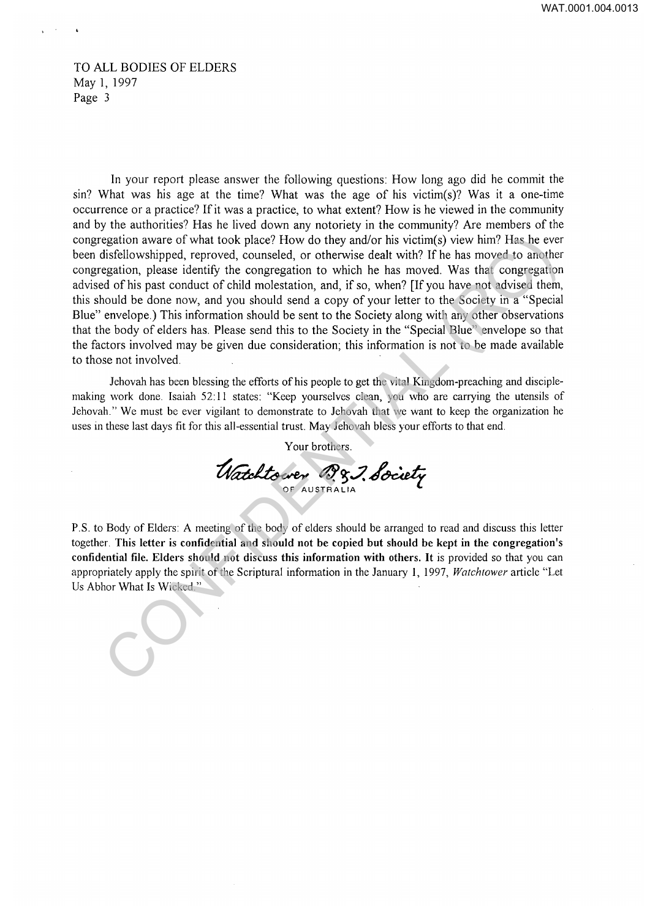TO ALL BODIES OF ELDERS
May 1, 1997
Page 3

In your report please answer the following questions: How long ago did he commit the sin? What was his age at the time? What was the age of his victim(s)? Was it a one-time occurrence or a practice? If it was a practice, to what extent? How is he viewed in the community and by the authorities? Has he lived down any notoriety in the community? Are members of the congregation aware of what took place? How do they and/or his victim(s) view him? Has he ever been disfellowshipped, reproved, counseled, or otherwise dealt with? If he has moved to another congregation, please identify the congregation to which he has moved. Was that congregation advised of his past conduct of child molestation, and, if so, when? [If you have not advised them, this should be done now, and you should send a copy of your letter to the Society in a "Special Blue" envelope.) This information should be sent to the Society along with any other observations that the body of elders has. Please send this to the Society in the "Special Blue" envelope so that the factors involved may be given due consideration; this information is not to be made available to those not involved.

Jehovah has been blessing the efforts of his people to get the vital Kingdom-preaching and disciple-making work done. Isaiah 52:11 states: "Keep yourselves clean, you who are carrying the utensils of Jehovah." We must be ever vigilant to demonstrate to Jehovah that we want to keep the organization he uses in these last days fit for this all-essential trust. May Jehovah bless your efforts to that end.

Your brothers.

*Watchtower B. & T. Society*
OF AUSTRALIA

P.S. to Body of Elders: A meeting of the body of elders should be arranged to read and discuss this letter together. **This letter is confidential and should not be copied but should be kept in the congregation's confidential file. Elders should not discuss this information with others. It** is provided so that you can appropriately apply the spirit of the Scriptural information in the January 1, 1997, *Watchtower* article "Let Us Abhor What Is Wicked."